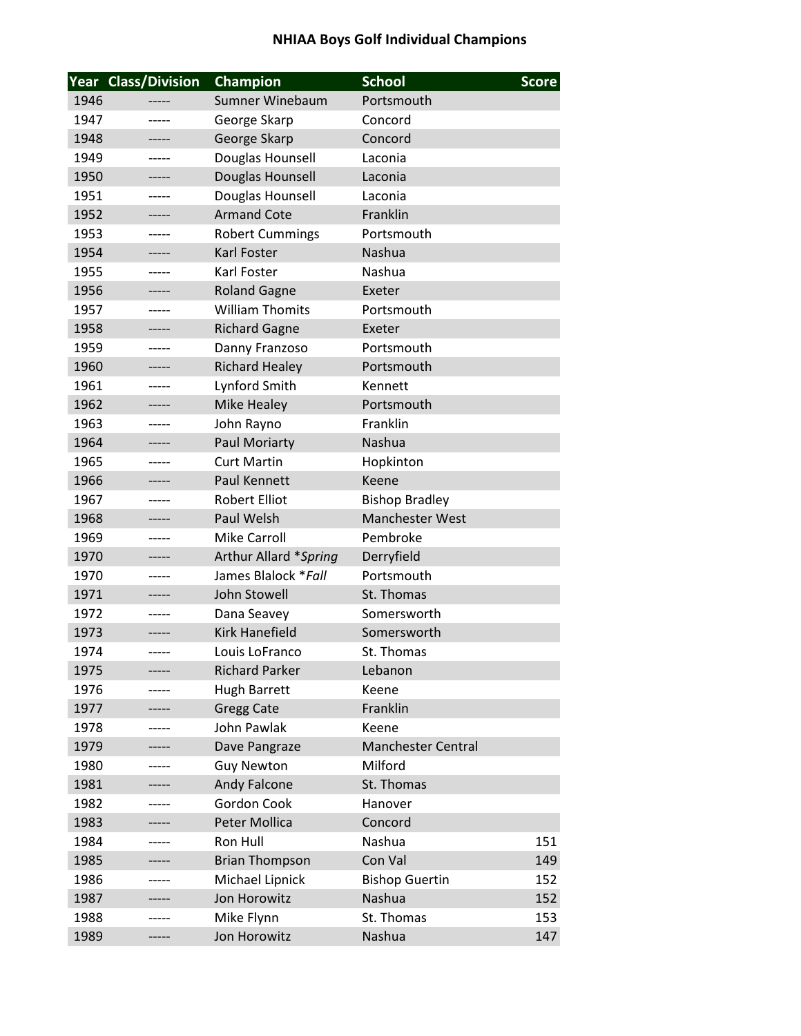# NHIAA Boys Golf Individual Champions

| Year | Class/Division | Champion | School | Score |
|---|---|---|---|---|
| 1946 | ----- | Sumner Winebaum | Portsmouth | |
| 1947 | ----- | George Skarp | Concord | |
| 1948 | ----- | George Skarp | Concord | |
| 1949 | ----- | Douglas Hounsell | Laconia | |
| 1950 | ----- | Douglas Hounsell | Laconia | |
| 1951 | ----- | Douglas Hounsell | Laconia | |
| 1952 | ----- | Armand Cote | Franklin | |
| 1953 | ----- | Robert Cummings | Portsmouth | |
| 1954 | ----- | Karl Foster | Nashua | |
| 1955 | ----- | Karl Foster | Nashua | |
| 1956 | ----- | Roland Gagne | Exeter | |
| 1957 | ----- | William Thomits | Portsmouth | |
| 1958 | ----- | Richard Gagne | Exeter | |
| 1959 | ----- | Danny Franzoso | Portsmouth | |
| 1960 | ----- | Richard Healey | Portsmouth | |
| 1961 | ----- | Lynford Smith | Kennett | |
| 1962 | ----- | Mike Healey | Portsmouth | |
| 1963 | ----- | John Rayno | Franklin | |
| 1964 | ----- | Paul Moriarty | Nashua | |
| 1965 | ----- | Curt Martin | Hopkinton | |
| 1966 | ----- | Paul Kennett | Keene | |
| 1967 | ----- | Robert Elliot | Bishop Bradley | |
| 1968 | ----- | Paul Welsh | Manchester West | |
| 1969 | ----- | Mike Carroll | Pembroke | |
| 1970 | ----- | Arthur Allard **Spring* | Derryfield | |
| 1970 | ----- | James Blalock **Fall* | Portsmouth | |
| 1971 | ----- | John Stowell | St. Thomas | |
| 1972 | ----- | Dana Seavey | Somersworth | |
| 1973 | ----- | Kirk Hanefield | Somersworth | |
| 1974 | ----- | Louis LoFranco | St. Thomas | |
| 1975 | ----- | Richard Parker | Lebanon | |
| 1976 | ----- | Hugh Barrett | Keene | |
| 1977 | ----- | Gregg Cate | Franklin | |
| 1978 | ----- | John Pawlak | Keene | |
| 1979 | ----- | Dave Pangraze | Manchester Central | |
| 1980 | ----- | Guy Newton | Milford | |
| 1981 | ----- | Andy Falcone | St. Thomas | |
| 1982 | ----- | Gordon Cook | Hanover | |
| 1983 | ----- | Peter Mollica | Concord | |
| 1984 | ----- | Ron Hull | Nashua | 151 |
| 1985 | ----- | Brian Thompson | Con Val | 149 |
| 1986 | ----- | Michael Lipnick | Bishop Guertin | 152 |
| 1987 | ----- | Jon Horowitz | Nashua | 152 |
| 1988 | ----- | Mike Flynn | St. Thomas | 153 |
| 1989 | ----- | Jon Horowitz | Nashua | 147 |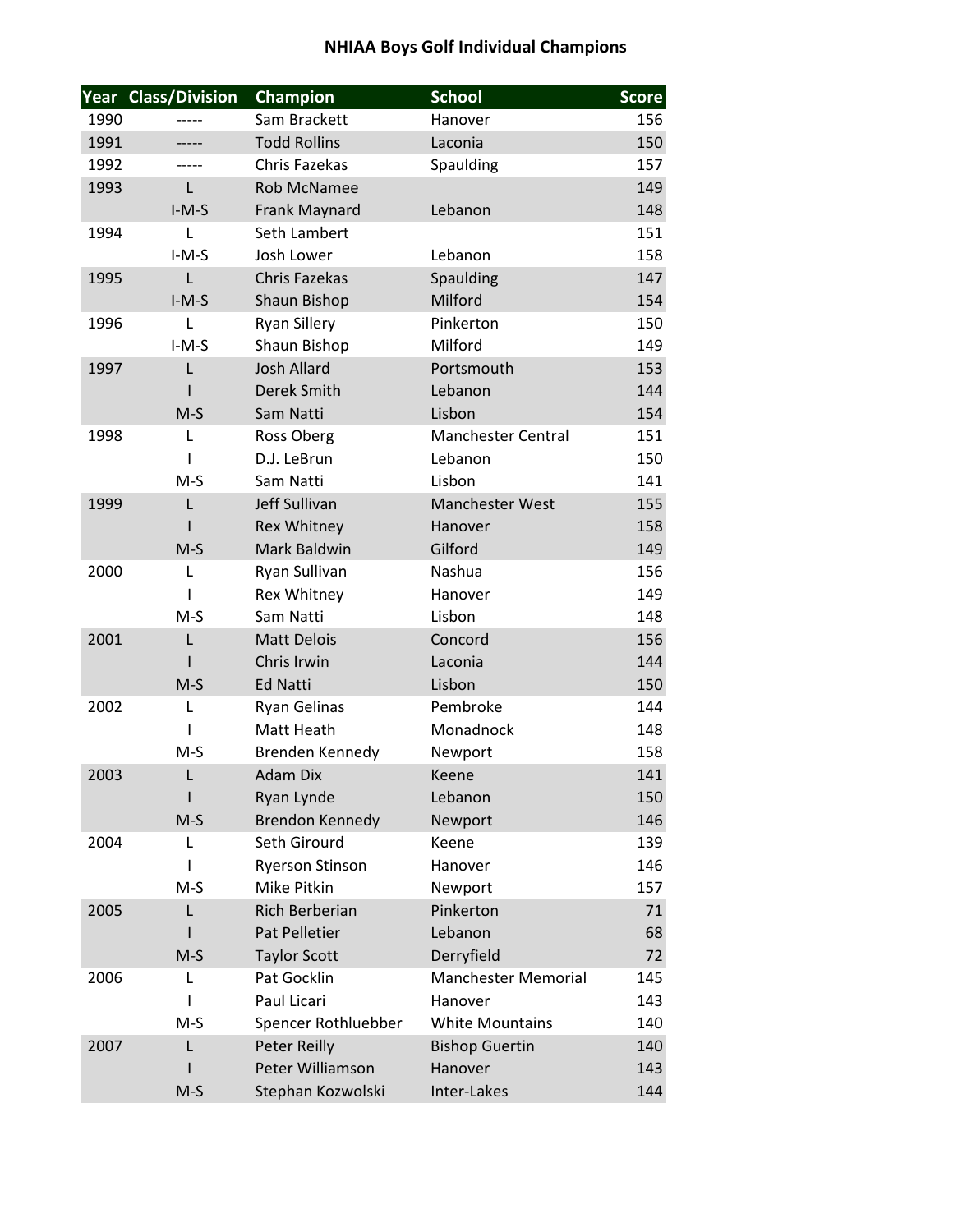# NHIAA Boys Golf Individual Champions

| Year | Class/Division | Champion | School | Score |
|---|---|---|---|---|
| 1990 | ----- | Sam Brackett | Hanover | 156 |
| 1991 | ----- | Todd Rollins | Laconia | 150 |
| 1992 | ----- | Chris Fazekas | Spaulding | 157 |
| 1993 | L | Rob McNamee | | 149 |
| | I-M-S | Frank Maynard | Lebanon | 148 |
| 1994 | L | Seth Lambert | | 151 |
| | I-M-S | Josh Lower | Lebanon | 158 |
| 1995 | L | Chris Fazekas | Spaulding | 147 |
| | I-M-S | Shaun Bishop | Milford | 154 |
| 1996 | L | Ryan Sillery | Pinkerton | 150 |
| | I-M-S | Shaun Bishop | Milford | 149 |
| 1997 | L | Josh Allard | Portsmouth | 153 |
| | I | Derek Smith | Lebanon | 144 |
| | M-S | Sam Natti | Lisbon | 154 |
| 1998 | L | Ross Oberg | Manchester Central | 151 |
| | I | D.J. LeBrun | Lebanon | 150 |
| | M-S | Sam Natti | Lisbon | 141 |
| 1999 | L | Jeff Sullivan | Manchester West | 155 |
| | I | Rex Whitney | Hanover | 158 |
| | M-S | Mark Baldwin | Gilford | 149 |
| 2000 | L | Ryan Sullivan | Nashua | 156 |
| | I | Rex Whitney | Hanover | 149 |
| | M-S | Sam Natti | Lisbon | 148 |
| 2001 | L | Matt Delois | Concord | 156 |
| | I | Chris Irwin | Laconia | 144 |
| | M-S | Ed Natti | Lisbon | 150 |
| 2002 | L | Ryan Gelinas | Pembroke | 144 |
| | I | Matt Heath | Monadnock | 148 |
| | M-S | Brenden Kennedy | Newport | 158 |
| 2003 | L | Adam Dix | Keene | 141 |
| | I | Ryan Lynde | Lebanon | 150 |
| | M-S | Brendon Kennedy | Newport | 146 |
| 2004 | L | Seth Girourd | Keene | 139 |
| | I | Ryerson Stinson | Hanover | 146 |
| | M-S | Mike Pitkin | Newport | 157 |
| 2005 | L | Rich Berberian | Pinkerton | 71 |
| | I | Pat Pelletier | Lebanon | 68 |
| | M-S | Taylor Scott | Derryfield | 72 |
| 2006 | L | Pat Gocklin | Manchester Memorial | 145 |
| | I | Paul Licari | Hanover | 143 |
| | M-S | Spencer Rothluebber | White Mountains | 140 |
| 2007 | L | Peter Reilly | Bishop Guertin | 140 |
| | I | Peter Williamson | Hanover | 143 |
| | M-S | Stephan Kozwolski | Inter-Lakes | 144 |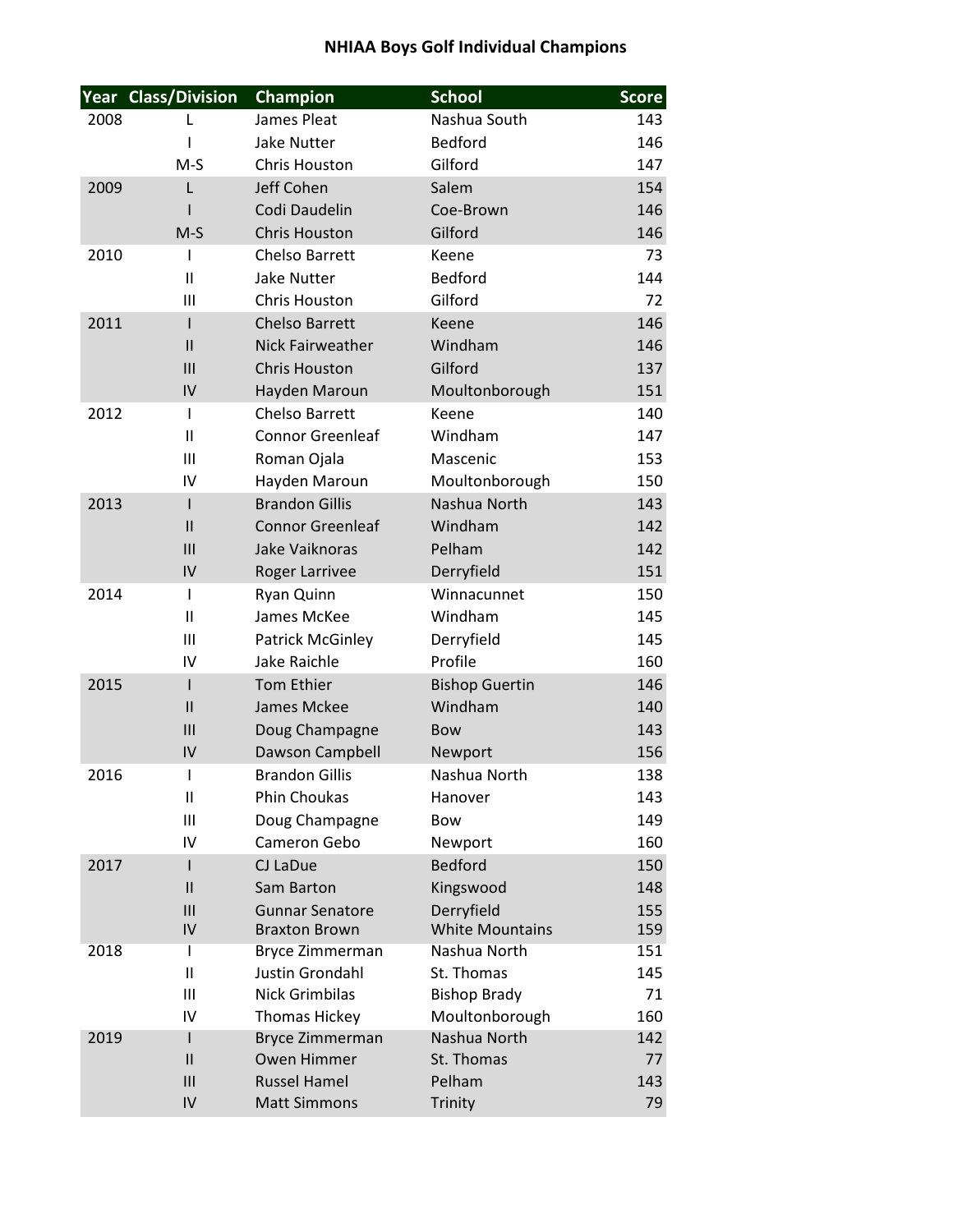# NHIAA Boys Golf Individual Champions

| Year | Class/Division | Champion | School | Score |
|---|---|---|---|---|
| 2008 | L | James Pleat | Nashua South | 143 |
| | I | Jake Nutter | Bedford | 146 |
| | M-S | Chris Houston | Gilford | 147 |
| 2009 | L | Jeff Cohen | Salem | 154 |
| | I | Codi Daudelin | Coe-Brown | 146 |
| | M-S | Chris Houston | Gilford | 146 |
| 2010 | I | Chelso Barrett | Keene | 73 |
| | II | Jake Nutter | Bedford | 144 |
| | III | Chris Houston | Gilford | 72 |
| 2011 | I | Chelso Barrett | Keene | 146 |
| | II | Nick Fairweather | Windham | 146 |
| | III | Chris Houston | Gilford | 137 |
| | IV | Hayden Maroun | Moultonborough | 151 |
| 2012 | I | Chelso Barrett | Keene | 140 |
| | II | Connor Greenleaf | Windham | 147 |
| | III | Roman Ojala | Mascenic | 153 |
| | IV | Hayden Maroun | Moultonborough | 150 |
| 2013 | I | Brandon Gillis | Nashua North | 143 |
| | II | Connor Greenleaf | Windham | 142 |
| | III | Jake Vaiknoras | Pelham | 142 |
| | IV | Roger Larrivee | Derryfield | 151 |
| 2014 | I | Ryan Quinn | Winnacunnet | 150 |
| | II | James McKee | Windham | 145 |
| | III | Patrick McGinley | Derryfield | 145 |
| | IV | Jake Raichle | Profile | 160 |
| 2015 | I | Tom Ethier | Bishop Guertin | 146 |
| | II | James Mckee | Windham | 140 |
| | III | Doug Champagne | Bow | 143 |
| | IV | Dawson Campbell | Newport | 156 |
| 2016 | I | Brandon Gillis | Nashua North | 138 |
| | II | Phin Choukas | Hanover | 143 |
| | III | Doug Champagne | Bow | 149 |
| | IV | Cameron Gebo | Newport | 160 |
| 2017 | I | CJ LaDue | Bedford | 150 |
| | II | Sam Barton | Kingswood | 148 |
| | III | Gunnar Senatore | Derryfield | 155 |
| | IV | Braxton Brown | White Mountains | 159 |
| 2018 | I | Bryce Zimmerman | Nashua North | 151 |
| | II | Justin Grondahl | St. Thomas | 145 |
| | III | Nick Grimbilas | Bishop Brady | 71 |
| | IV | Thomas Hickey | Moultonborough | 160 |
| 2019 | I | Bryce Zimmerman | Nashua North | 142 |
| | II | Owen Himmer | St. Thomas | 77 |
| | III | Russel Hamel | Pelham | 143 |
| | IV | Matt Simmons | Trinity | 79 |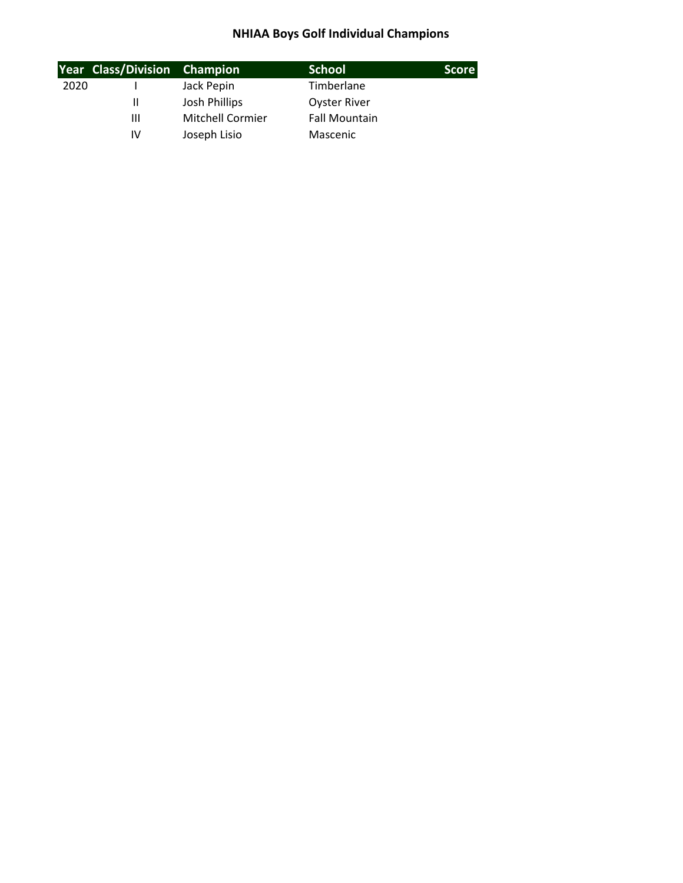**NHIAA Boys Golf Individual Champions**

| Year | Class/Division | Champion | School | Score |
|---|---|---|---|---|
| 2020 | I | Jack Pepin | Timberlane | |
| | II | Josh Phillips | Oyster River | |
| | III | Mitchell Cormier | Fall Mountain | |
| | IV | Joseph Lisio | Mascenic | |